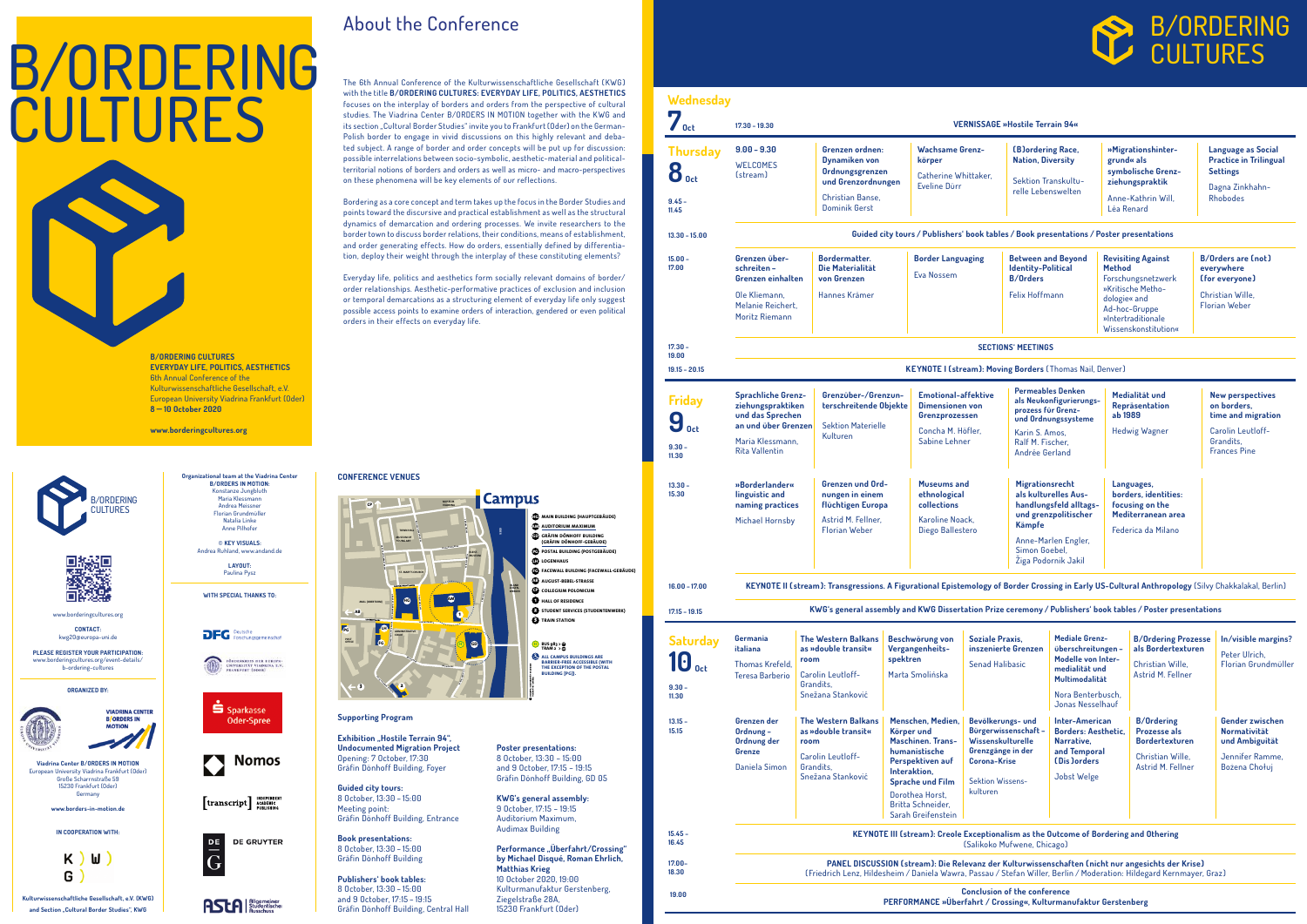# B/ORDERING CULTURES

**B/ORDERING CULTURES**
**EVERYDAY LIFE, POLITICS, AESTHETICS**
6th Annual Conference of the Kulturwissenschaftliche Gesellschaft, e.V.
European University Viadrina Frankfurt (Oder)
**8 — 10 October 2020**

**www.borderingcultures.org**

## About the Conference

The 6th Annual Conference of the Kulturwissenschaftliche Gesellschaft (KWG) with the title **B/ORDERING CULTURES: EVERYDAY LIFE, POLITICS, AESTHETICS** focuses on the interplay of borders and orders from the perspective of cultural studies. The Viadrina Center B/ORDERS IN MOTION together with the KWG and its section „Cultural Border Studies" invite you to Frankfurt (Oder) on the German-Polish border to engage in vivid discussions on this highly relevant and debated subject. A range of border and order concepts will be put up for discussion: possible interrelations between socio-symbolic, aesthetic-material and political-territorial notions of borders and orders as well as micro- and macro-perspectives on these phenomena will be key elements of our reflections.

Bordering as a core concept and term takes up the focus in the Border Studies and points toward the discursive and practical establishment as well as the structural dynamics of demarcation and ordering processes. We invite researchers to the border town to discuss border relations, their conditions, means of establishment, and order generating effects. How do orders, essentially defined by differentiation, deploy their weight through the interplay of these constituting elements?

Everyday life, politics and aesthetics form socially relevant domains of border/order relationships. Aesthetic-performative practices of exclusion and inclusion or temporal demarcations as a structuring element of everyday life only suggest possible access points to examine orders of interaction, gendered or even political orders in their effects on everyday life.

B/ORDERING CULTURES

www.borderingcultures.org

**CONTACT:**
kwg20@europa-uni.de

**PLEASE REGISTER YOUR PARTICIPATION:**
www.borderingcultures.org/event-details/b-ordering-cultures

**ORGANIZED BY:**

VIADRINA CENTER B/ORDERS IN MOTION

**Viadrina Center B/ORDERS IN MOTION**
European University Viadrina Frankfurt (Oder)
Große Scharrnstraße 59
15230 Frankfurt (Oder)
Germany

**www.borders-in-motion.de**

**IN COOPERATION WITH:**

**Kulturwissenschaftliche Gesellschaft, e.V. (KWG) and Section „Cultural Border Studies", KWG**

**Organizational team at the Viadrina Center B/ORDERS IN MOTION:**
Konstanze Jungbluth
Maria Klessmann
Andrea Meissner
Florian Grundmüller
Natalia Linke
Anne Pilhofer

**© KEY VISUALS:**
Andrea Ruhland, www.andand.de

**LAYOUT:**
Paulina Pysz

**WITH SPECIAL THANKS TO:**

DFG Deutsche Forschungsgemeinschaft
Förderkreis der Europa-Universität Viadrina e.V. Frankfurt (Oder)
Sparkasse Oder-Spree
Nomos
[transcript] Independent Academic Publishing
DE GRUYTER
AStA Allgemeiner Studentischer Ausschuss

**CONFERENCE VENUES**

**Campus**

- MAIN BUILDING (HAUPTGEBÄUDE)
- AUDITORIUM MAXIMUM
- GRÄFIN DÖNHOFF BUILDING (GRÄFIN DÖNHOFF-GEBÄUDE)
- POSTAL BUILDING (POSTGEBÄUDE)
- LOGENHAUS
- FACEWALL BUILDING (FACEWALL-GEBÄUDE)
- AUGUST-BEBEL-STRASSE
- COLLEGIUM POLONICUM
- HALL OF RESIDENCE
- STUDENT SERVICES (STUDENTENWERK)
- TRAIN STATION
- BUS 983 > / TRAM 2 >
- ALL CAMPUS BUILDINGS ARE BARRIER-FREE ACCESSIBLE (WITH THE EXCEPTION OF THE POSTAL BUILDING (PG)).

**Supporting Program**

**Exhibition „Hostile Terrain 94", Undocumented Migration Project**
Opening: 7 October, 17:30
Gräfin Dönhoff Building, Foyer

**Guided city tours:**
8 October, 13:30 – 15:00
Meeting point:
Gräfin Dönhoff Building, Entrance

**Book presentations:**
8 October, 13:30 – 15:00
Gräfin Dönhoff Building

**Publishers' book tables:**
8 October, 13:30 – 15:00
and 9 October, 17:15 – 19:15
Gräfin Dönhoff Building, Central Hall

**Poster presentations:**
8 October, 13:30 – 15:00
and 9 October, 17:15 – 19:15
Gräfin Dönhoff Building, GD 05

**KWG's general assembly:**
9 October, 17:15 – 19:15
Auditorium Maximum,
Audimax Building

**Performance „Überfahrt/Crossing" by Michael Disqué, Roman Ehrlich, Matthias Krieg**
10 October 2020, 19:00
Kulturmanufaktur Gerstenberg,
Ziegelstraße 28A,
15230 Frankfurt (Oder)

## B/ORDERING CULTURES – Programme

### Wednesday 7 Oct

| Time | |
|---|---|
| 17.30 – 19.30 | VERNISSAGE »Hostile Terrain 94« |

### Thursday 8 Oct

| Time | | | | | | |
|---|---|---|---|---|---|---|
| 9.00 – 9.30 | WELCOMES (stream) | | | | | |
| 9.45 – 11.45 | **Grenzen ordnen: Dynamiken von Ordnungsgrenzen und Grenzordnungen** Christian Banse, Dominik Gerst | **Wachsame Grenzkörper** Catherine Whittaker, Eveline Dürr | **(B)ordering Race, Nation, Diversity** Sektion Transkulturelle Lebenswelten | **»Migrationshintergrund« als symbolische Grenzziehungspraktik** Anne-Kathrin Will, Léa Renard | **Language as Social Practice in Trilingual Settings** Dagna Zinkhahn-Rhobodes | |
| 13.30 – 15.00 | Guided city tours / Publishers' book tables / Book presentations / Poster presentations | | | | | |
| 15.00 – 17.00 | **Grenzen überschreiten – Grenzen einhalten** Ole Kliemann, Melanie Reichert, Moritz Riemann | **Bordermatter. Die Materialität von Grenzen** Hannes Krämer | **Border Languaging** Eva Nossem | **Between and Beyond Identity-Political B/Orders** Felix Hoffmann | **Revisiting Against Method** Forschungsnetzwerk »Kritische Methodologie« and Ad-hoc-Gruppe »Intertraditionale Wissenskonstitution« | **B/Orders are (not) everywhere (for everyone)** Christian Wille, Florian Weber |
| 17.30 – 19.00 | SECTIONS' MEETINGS | | | | | |
| 19.15 – 20.15 | **KEYNOTE I (stream): Moving Borders** (Thomas Nail, Denver) | | | | | |

### Friday 9 Oct

| Time | | | | | | |
|---|---|---|---|---|---|---|
| 9.30 – 11.30 | **Sprachliche Grenzziehungspraktiken und das Sprechen an und über Grenzen** Maria Klessmann, Rita Vallentin | **Grenzüber-/Grenzunterschreitende Objekte** Sektion Materielle Kulturen | **Emotional-affektive Dimensionen von Grenzprozessen** Concha M. Höfler, Sabine Lehner | **Permeables Denken als Neukonfigurierungsprozess für Grenz- und Ordnungssysteme** Karin S. Amos, Ralf M. Fischer, Andrée Gerland | **Medialität und Repräsentation ab 1989** Hedwig Wagner | **New perspectives on borders, time and migration** Carolin Leutloff-Grandits, Frances Pine |
| 13.30 – 15.30 | **»Borderlander« linguistic and naming practices** Michael Hornsby | **Grenzen und Ordnungen in einem flüchtigen Europa** Astrid M. Fellner, Florian Weber | **Museums and ethnological collections** Karoline Noack, Diego Ballestero | **Migrationsrecht als kulturelles Aushandlungsfeld alltags- und grenzpolitischer Kämpfe** Anne-Marlen Engler, Simon Goebel, Žiga Podornik Jakil | **Languages, borders, identities: focusing on the Mediterranean area** Federica da Milano | |
| 16.00 – 17.00 | **KEYNOTE II (stream): Transgressions. A Figurational Epistemology of Border Crossing in Early US-Cultural Anthropology** (Silvy Chakkalakal, Berlin) | | | | | |
| 17.15 – 19.15 | **KWG's general assembly and KWG Dissertation Prize ceremony / Publishers' book tables / Poster presentations** | | | | | |

### Saturday 10 Oct

| Time | | | | | | | |
|---|---|---|---|---|---|---|---|
| 9.30 – 11.30 | **Germania italiana** Thomas Krefeld, Teresa Barberio | **The Western Balkans as »double transit« room** Carolin Leutloff-Grandits, Snežana Stanković | **Beschwörung von Vergangenheitsspektren** Marta Smolińska | **Soziale Praxis, inszenierte Grenzen** Senad Halibasic | **Mediale Grenzüberschreitungen – Modelle von Intermedialität und Multimodalität** Nora Benterbusch, Jonas Nesselhauf | **B/Ordering Prozesse als Bordertexturen** Christian Wille, Astrid M. Fellner | **In/visible margins?** Peter Ulrich, Florian Grundmüller |
| 13.15 – 15.15 | **Grenzen der Ordnung – Ordnung der Grenze** Daniela Simon | **The Western Balkans as »double transit« room** Carolin Leutloff-Grandits, Snežana Stanković | **Menschen, Medien, Körper und Maschinen. Transhumanistische Perspektiven auf Interaktion, Sprache und Film** Dorothea Horst, Britta Schneider, Sarah Greifenstein | **Bevölkerungs- und Bürgerwissenschaft – Wissenskulturelle Grenzgänge in der Corona-Krise** Sektion Wissenskulturen | **Inter-American Borders: Aesthetic, Narrative, and Temporal (Dis)orders** Jobst Welge | **B/Ordering Prozesse als Bordertexturen** Christian Wille, Astrid M. Fellner | **Gender zwischen Normativität und Ambiguität** Jennifer Ramme, Bozena Chołuj |
| 15.45 – 16.45 | **KEYNOTE III (stream): Creole Exceptionalism as the Outcome of Bordering and Othering** (Salikoko Mufwene, Chicago) | | | | | | |
| 17.00 – 18.30 | **PANEL DISCUSSION (stream): Die Relevanz der Kulturwissenschaften (nicht nur angesichts der Krise)** (Friedrich Lenz, Hildesheim / Daniela Wawra, Passau / Stefan Willer, Berlin / Moderation: Hildegard Kernmayer, Graz) | | | | | | |
| 19.00 | **Conclusion of the conference** **PERFORMANCE »Überfahrt / Crossing«, Kulturmanufaktur Gerstenberg** | | | | | | |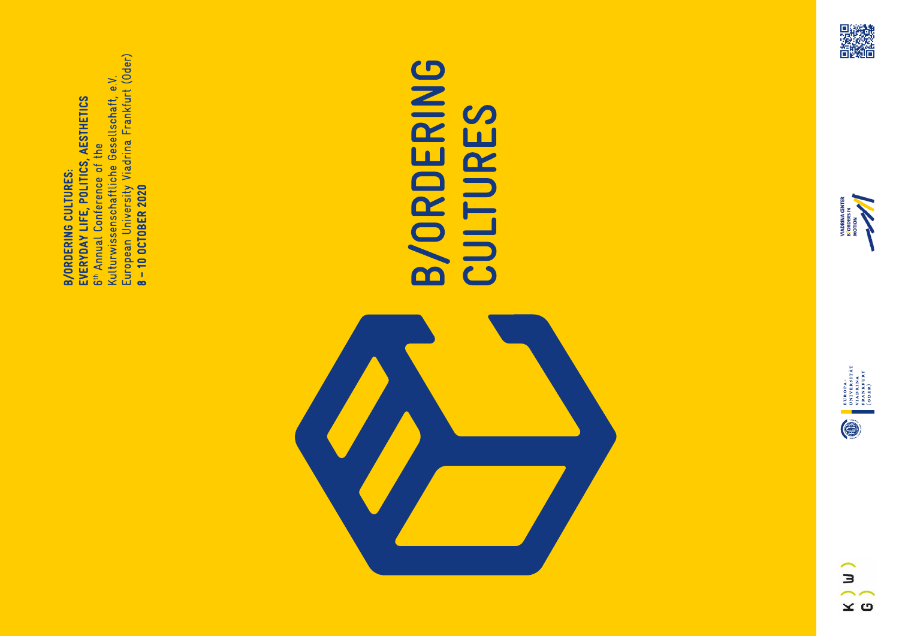**B/ORDERING CULTURES:**
**EVERYDAY LIFE, POLITICS, AESTHETICS**
6th Annual Conference of the
Kulturwissenschaftliche Gesellschaft, e.V.
European University Viadrina Frankfurt (Oder)
**8 – 10 OCTOBER 2020**

# B/ORDERING CULTURES

VIADRINA CENTER B/ORDERS IN MOTION

EUROPA-UNIVERSITÄT VIADRINA FRANKFURT (ODER)

K)W)G)